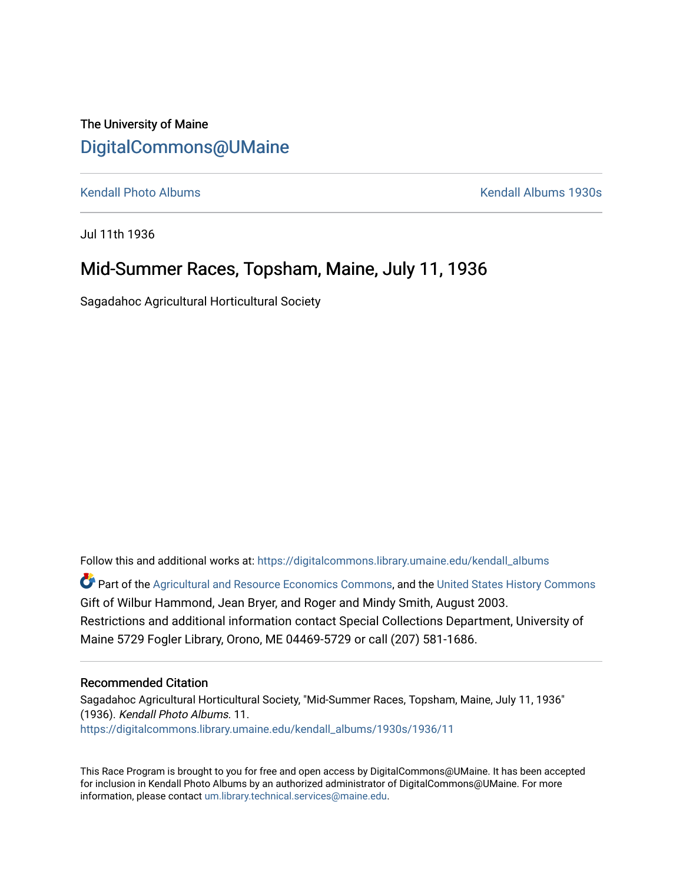The University of Maine

# DigitalCommons@UMaine

---

Kendall Photo Albums | Kendall Albums 1930s

---

Jul 11th 1936

## Mid-Summer Races, Topsham, Maine, July 11, 1936

Sagadahoc Agricultural Horticultural Society

Follow this and additional works at: https://digitalcommons.library.umaine.edu/kendall_albums

Part of the Agricultural and Resource Economics Commons, and the United States History Commons

Gift of Wilbur Hammond, Jean Bryer, and Roger and Mindy Smith, August 2003.
Restrictions and additional information contact Special Collections Department, University of Maine 5729 Fogler Library, Orono, ME 04469-5729 or call (207) 581-1686.

---

### Recommended Citation

Sagadahoc Agricultural Horticultural Society, "Mid-Summer Races, Topsham, Maine, July 11, 1936" (1936). *Kendall Photo Albums*. 11.
https://digitalcommons.library.umaine.edu/kendall_albums/1930s/1936/11

This Race Program is brought to you for free and open access by DigitalCommons@UMaine. It has been accepted for inclusion in Kendall Photo Albums by an authorized administrator of DigitalCommons@UMaine. For more information, please contact um.library.technical.services@maine.edu.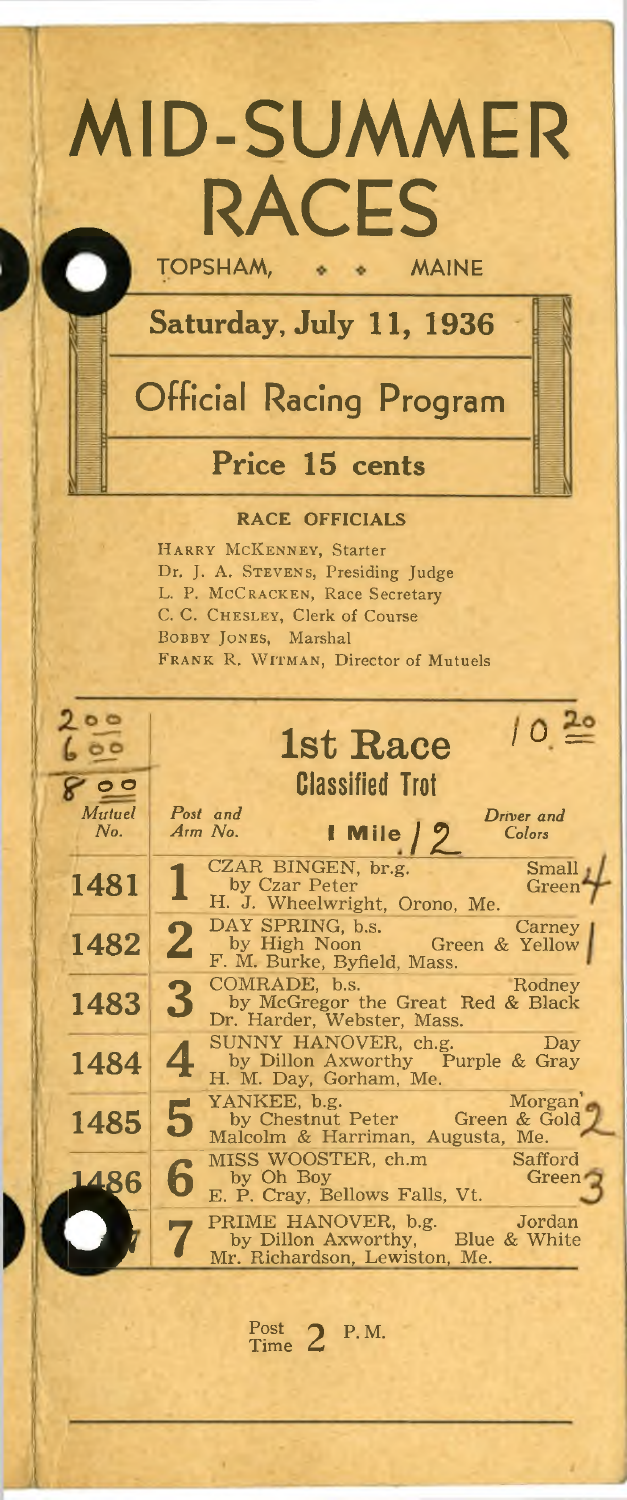# MID-SUMMER RACES

TOPSHAM, MAINE

## Saturday, July 11, 1936

## Official Racing Program

### Price 15 cents

**RACE OFFICIALS**

HARRY MCKENNEY, Starter
DR. J. A. STEVENS, Presiding Judge
L. P. MCCRACKEN, Race Secretary
C. C. CHESLEY, Clerk of Course
BOBBY JONES, Marshal
FRANK R. WITMAN, Director of Mutuels

2.00
6.00
8.00

10.20

## 1st Race

### Classified Trot

1 Mile / 2

| Mutuel No. | Post and Arm No. | Horse | Driver and Colors |
|---|---|---|---|
| 1481 | 1 | CZAR BINGEN, br.g. by Czar Peter H. J. Wheelwright, Orono, Me. | Small Green 1 4 |
| 1482 | 2 | DAY SPRING, b.s. by High Noon F. M. Burke, Byfield, Mass. | Carney Green & Yellow 1 |
| 1483 | 3 | COMRADE, b.s. by McGregor the Great Dr. Harder, Webster, Mass. | Rodney Red & Black |
| 1484 | 4 | SUNNY HANOVER, ch.g. by Dillon Axworthy H. M. Day, Gorham, Me. | Day Purple & Gray |
| 1485 | 5 | YANKEE, b.g. by Chestnut Peter Malcolm & Harriman, Augusta, Me. | Morgan Green & Gold 2 |
| 1486 | 6 | MISS WOOSTER, ch.m by Oh Boy E. P. Cray, Bellows Falls, Vt. | Safford Green 3 |
| | 7 | PRIME HANOVER, b.g. by Dillon Axworthy, Mr. Richardson, Lewiston, Me. | Jordan Blue & White |

Post Time 2 P.M.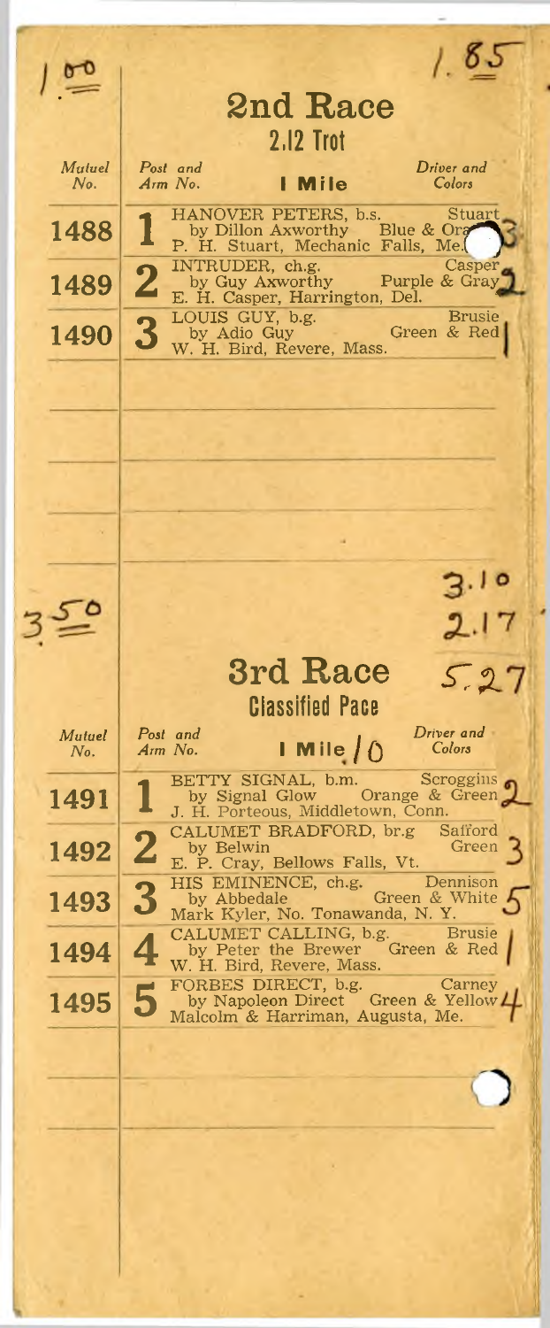1.00

1.85

## 2nd Race

### 2.12 Trot

| *Mutuel No.* | *Post and Arm No.* | **1 Mile** | *Driver and Colors* | |
|---|---|---|---|---|
| 1488 | 1 | HANOVER PETERS, b.s. by Dillon Axworthy P. H. Stuart, Mechanic Falls, Me. | Stuart Blue & Ora | 3 |
| 1489 | 2 | INTRUDER, ch.g. by Guy Axworthy E. H. Casper, Harrington, Del. | Casper Purple & Gray | 2 |
| 1490 | 3 | LOUIS GUY, b.g. by Adio Guy W. H. Bird, Revere, Mass. | Brusie Green & Red | 1 |

3.50

3.10
2.17
5.27

## 3rd Race

### Classified Pace

| *Mutuel No.* | *Post and Arm No.* | **1 Mile** 10 | *Driver and Colors* | |
|---|---|---|---|---|
| 1491 | 1 | BETTY SIGNAL, b.m. by Signal Glow J. H. Porteous, Middletown, Conn. | Scroggins Orange & Green | 2 |
| 1492 | 2 | CALUMET BRADFORD, br.g by Belwin E. P. Cray, Bellows Falls, Vt. | Safford Green | 3 |
| 1493 | 3 | HIS EMINENCE, ch.g. by Abbedale Mark Kyler, No. Tonawanda, N. Y. | Dennison Green & White | 5 |
| 1494 | 4 | CALUMET CALLING, b.g. by Peter the Brewer W. H. Bird, Revere, Mass. | Brusie Green & Red | 1 |
| 1495 | 5 | FORBES DIRECT, b.g. by Napoleon Direct Malcolm & Harriman, Augusta, Me. | Carney Green & Yellow | 4 |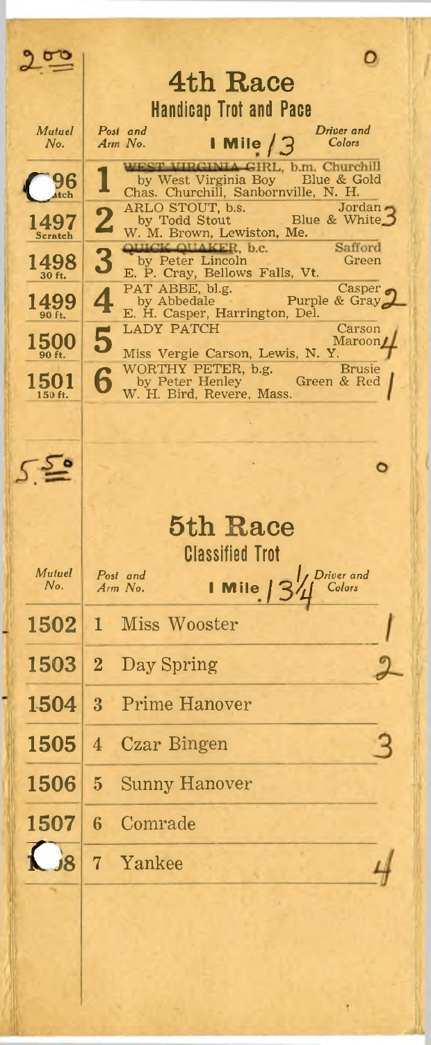2.00

# 4th Race

## Handicap Trot and Pace

| Mutuel No. | Post and Arm No. | I Mile /3 | Driver and Colors |
|---|---|---|---|
| 1496 Scratch | 1 | WEST VIRGINIA GIRL, b.m. by West Virginia Boy, Chas. Churchill, Sanbornville, N. H. | Churchill, Blue & Gold |
| 1497 Scratch | 2 | ARLO STOUT, b.s. by Todd Stout, W. M. Brown, Lewiston, Me. | Jordan, Blue & White 3 |
| 1498 30 ft. | 3 | QUICK QUAKER, b.c. by Peter Lincoln, E. P. Cray, Bellows Falls, Vt. | Safford, Green |
| 1499 90 ft. | 4 | PAT ABBE, bl.g. by Abbedale, E. H. Casper, Harrington, Del. | Casper, Purple & Gray 2 |
| 1500 90 ft. | 5 | LADY PATCH, Miss Vergie Carson, Lewis, N. Y. | Carson, Maroon 4 |
| 1501 150 ft. | 6 | WORTHY PETER, b.g. by Peter Henley, W. H. Bird, Revere, Mass. | Brusie, Green & Red 1 |

5.50

# 5th Race

## Classified Trot

| Mutuel No. | Post and Arm No. | I Mile /3 1/4 | Driver and Colors |
|---|---|---|---|
| 1502 | 1 | Miss Wooster | 1 |
| 1503 | 2 | Day Spring | 2 |
| 1504 | 3 | Prime Hanover | |
| 1505 | 4 | Czar Bingen | 3 |
| 1506 | 5 | Sunny Hanover | |
| 1507 | 6 | Comrade | |
| 1508 | 7 | Yankee | 4 |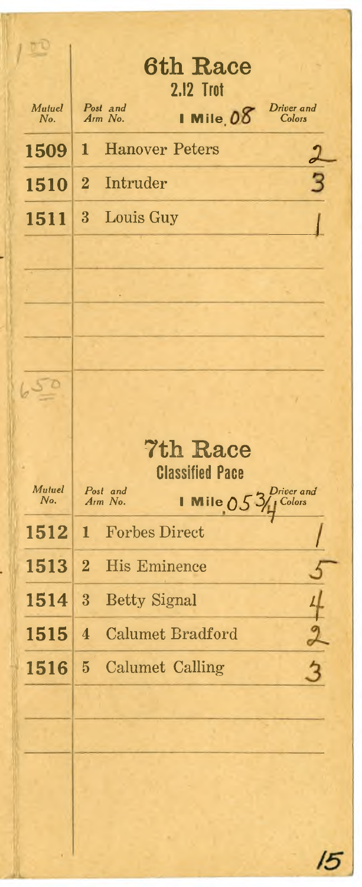1 50

## 6th Race

### 2.12 Trot

| Mutuel No. | Post and Arm No. | 1 Mile .08 | Driver and Colors |
| --- | --- | --- | --- |
| 1509 | 1 | Hanover Peters | 2 |
| 1510 | 2 | Intruder | 3 |
| 1511 | 3 | Louis Guy | 1 |

6 50

## 7th Race

### Classified Pace

| Mutuel No. | Post and Arm No. | 1 Mile .05 3/4 | Driver and Colors |
| --- | --- | --- | --- |
| 1512 | 1 | Forbes Direct | 1 |
| 1513 | 2 | His Eminence | 5 |
| 1514 | 3 | Betty Signal | 4 |
| 1515 | 4 | Calumet Bradford | 2 |
| 1516 | 5 | Calumet Calling | 3 |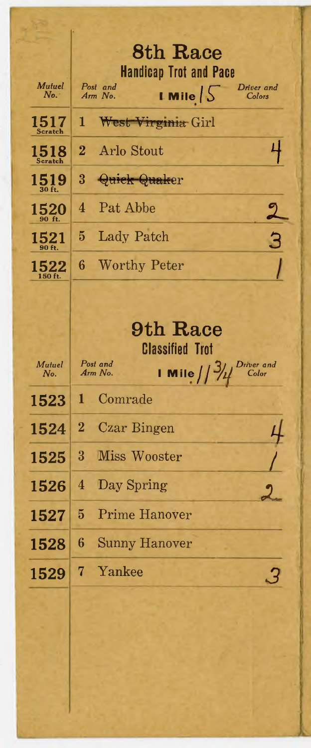## 8th Race

### Handicap Trot and Pace

| Mutuel No. | Post and Arm No. | 1 Mile 15 | Driver and Colors |
|---|---|---|---|
| 1517 Scratch | 1 | ~~West Virginia~~ Girl | |
| 1518 Scratch | 2 | Arlo Stout | 4 |
| 1519 30 ft. | 3 | ~~Quick Quak~~er | |
| 1520 90 ft. | 4 | Pat Abbe | 2 |
| 1521 90 ft. | 5 | Lady Patch | 3 |
| 1522 150 ft. | 6 | Worthy Peter | 1 |

## 9th Race

### Classified Trot

| Mutuel No. | Post and Arm No. | 1 Mile 11 3/4 | Driver and Color |
|---|---|---|---|
| 1523 | 1 | Comrade | |
| 1524 | 2 | Czar Bingen | 4 |
| 1525 | 3 | Miss Wooster | 1 |
| 1526 | 4 | Day Spring | 2 |
| 1527 | 5 | Prime Hanover | |
| 1528 | 6 | Sunny Hanover | |
| 1529 | 7 | Yankee | 3 |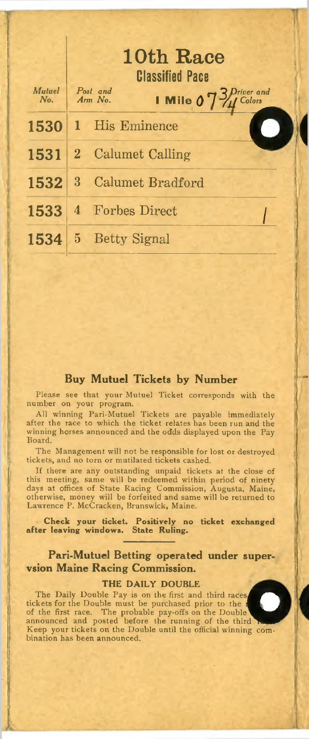# 10th Race

## Classified Pace

| Mutuel No. | Post and Arm No. | 1 Mile 0 7 3/4 | Driver and Colors |
|---|---|---|---|
| 1530 | 1 | His Eminence | |
| 1531 | 2 | Calumet Calling | |
| 1532 | 3 | Calumet Bradford | |
| 1533 | 4 | Forbes Direct | / |
| 1534 | 5 | Betty Signal | |

### Buy Mutuel Tickets by Number

Please see that your Mutuel Ticket corresponds with the number on your program.

All winning Pari-Mutuel Tickets are payable immediately after the race to which the ticket relates has been run and the winning horses announced and the odds displayed upon the Pay Board.

The Management will not be responsible for lost or destroyed tickets, and no torn or mutilated tickets cashed.

If there are any outstanding unpaid tickets at the close of this meeting, same will be redeemed within period of ninety days at offices of State Racing Commission, Augusta, Maine, otherwise, money will be forfeited and same will be returned to Lawrence P. McCracken, Brunswick, Maine.

**Check your ticket. Positively no ticket exchanged after leaving windows. State Ruling.**

### Pari-Mutuel Betting operated under supervsion Maine Racing Commission.

#### THE DAILY DOUBLE

The Daily Double Pay is on the first and third races, tickets for the Double must be purchased prior to the of the first race. The probable pay-offs on the Double announced and posted before the running of the third Keep your tickets on the Double until the official winning combination has been announced.